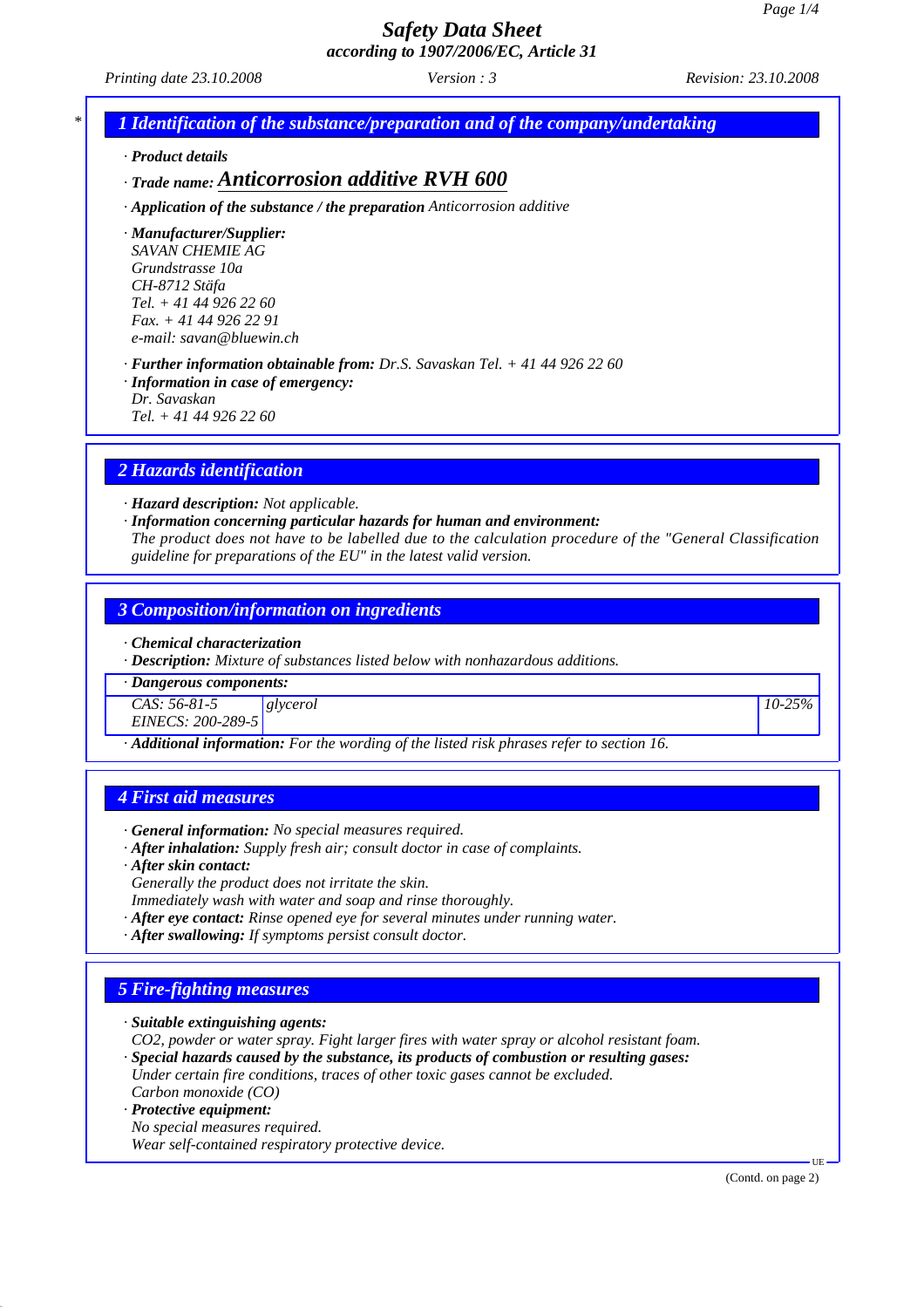# Safety Data Sheet
## according to 1907/2006/EC, Article 31

*Printing date 23.10.2008* *Version : 3* *Revision: 23.10.2008*

## 1 Identification of the substance/preparation and of the company/undertaking

· **Product details**

· **Trade name: Anticorrosion additive RVH 600**

· **Application of the substance / the preparation** Anticorrosion additive

· **Manufacturer/Supplier:**
SAVAN CHEMIE AG
Grundstrasse 10a
CH-8712 Stäfa
Tel. + 41 44 926 22 60
Fax. + 41 44 926 22 91
e-mail: savan@bluewin.ch

· **Further information obtainable from:** Dr.S. Savaskan Tel. + 41 44 926 22 60
· **Information in case of emergency:**
Dr. Savaskan
Tel. + 41 44 926 22 60

## 2 Hazards identification

· **Hazard description:** Not applicable.
· **Information concerning particular hazards for human and environment:**
The product does not have to be labelled due to the calculation procedure of the "General Classification guideline for preparations of the EU" in the latest valid version.

## 3 Composition/information on ingredients

· **Chemical characterization**
· **Description:** Mixture of substances listed below with nonhazardous additions.

| · Dangerous components: | | |
|---|---|---|
| CAS: 56-81-5<br>EINECS: 200-289-5 | glycerol | 10-25% |

· **Additional information:** For the wording of the listed risk phrases refer to section 16.

## 4 First aid measures

· **General information:** No special measures required.
· **After inhalation:** Supply fresh air; consult doctor in case of complaints.
· **After skin contact:**
Generally the product does not irritate the skin.
Immediately wash with water and soap and rinse thoroughly.
· **After eye contact:** Rinse opened eye for several minutes under running water.
· **After swallowing:** If symptoms persist consult doctor.

## 5 Fire-fighting measures

· **Suitable extinguishing agents:**
$CO_2$, powder or water spray. Fight larger fires with water spray or alcohol resistant foam.
· **Special hazards caused by the substance, its products of combustion or resulting gases:**
Under certain fire conditions, traces of other toxic gases cannot be excluded.
Carbon monoxide (CO)
· **Protective equipment:**
No special measures required.
Wear self-contained respiratory protective device.

(Contd. on page 2)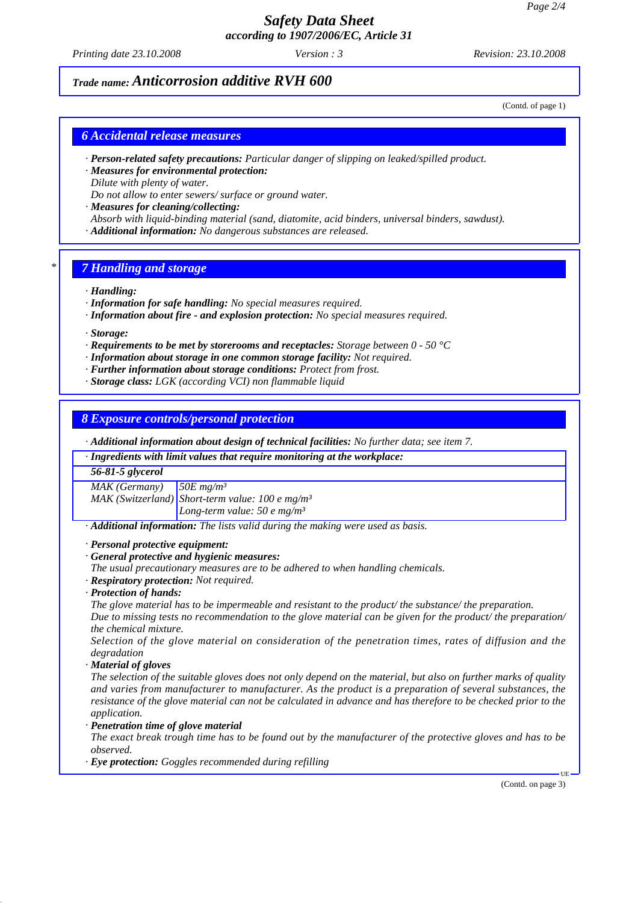## 6 Accidental release measures

· **Person-related safety precautions:** *Particular danger of slipping on leaked/spilled product.*
· **Measures for environmental protection:**
*Dilute with plenty of water.*
*Do not allow to enter sewers/ surface or ground water.*
· **Measures for cleaning/collecting:**
*Absorb with liquid-binding material (sand, diatomite, acid binders, universal binders, sawdust).*
· **Additional information:** *No dangerous substances are released.*

## * 7 Handling and storage

· **Handling:**
· **Information for safe handling:** *No special measures required.*
· **Information about fire - and explosion protection:** *No special measures required.*

· **Storage:**
· **Requirements to be met by storerooms and receptacles:** *Storage between 0 - 50 °C*
· **Information about storage in one common storage facility:** *Not required.*
· **Further information about storage conditions:** *Protect from frost.*
· **Storage class:** *LGK (according VCI) non flammable liquid*

## 8 Exposure controls/personal protection

· **Additional information about design of technical facilities:** *No further data; see item 7.*

| · Ingredients with limit values that require monitoring at the workplace: | |
|---|---|
| **56-81-5 glycerol** | |
| MAK (Germany) | 50E mg/m³ |
| MAK (Switzerland) | Short-term value: 100 e mg/m³<br>Long-term value: 50 e mg/m³ |

· **Additional information:** *The lists valid during the making were used as basis.*

· **Personal protective equipment:**
· **General protective and hygienic measures:**
*The usual precautionary measures are to be adhered to when handling chemicals.*
· **Respiratory protection:** *Not required.*
· **Protection of hands:**
*The glove material has to be impermeable and resistant to the product/ the substance/ the preparation.*
*Due to missing tests no recommendation to the glove material can be given for the product/ the preparation/ the chemical mixture.*
*Selection of the glove material on consideration of the penetration times, rates of diffusion and the degradation*
· **Material of gloves**
*The selection of the suitable gloves does not only depend on the material, but also on further marks of quality and varies from manufacturer to manufacturer. As the product is a preparation of several substances, the resistance of the glove material can not be calculated in advance and has therefore to be checked prior to the application.*
· **Penetration time of glove material**
*The exact break trough time has to be found out by the manufacturer of the protective gloves and has to be observed.*
· **Eye protection:** *Goggles recommended during refilling*

(Contd. on page 3)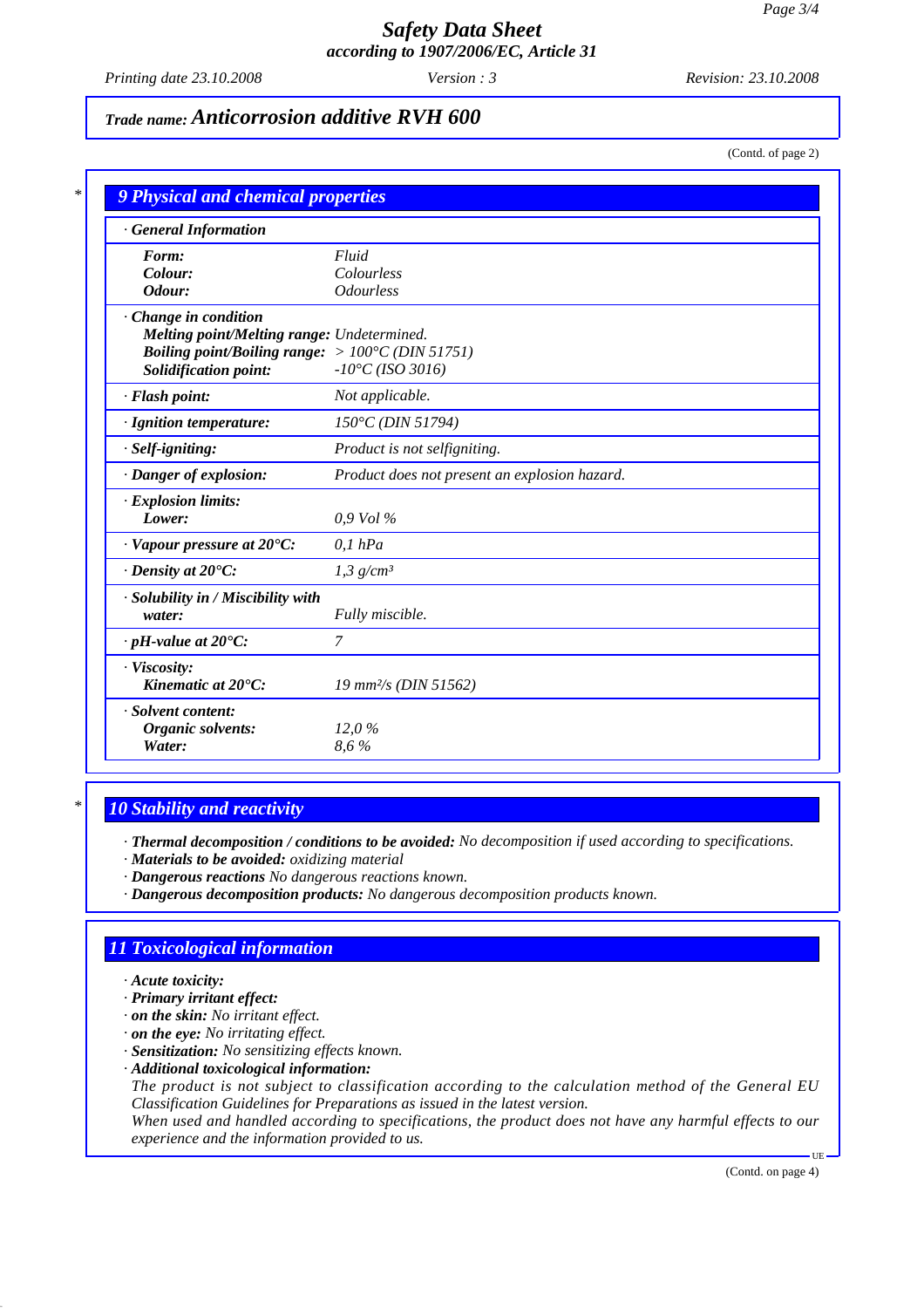## Safety Data Sheet
### according to 1907/2006/EC, Article 31

*Printing date 23.10.2008* | *Version : 3* | *Revision: 23.10.2008*

**Trade name: Anticorrosion additive RVH 600**

(Contd. of page 2)

## 9 Physical and chemical properties

| · **General Information** | |
|---|---|
| **Form:** | Fluid |
| **Colour:** | Colourless |
| **Odour:** | Odourless |
| · **Change in condition** | |
| **Melting point/Melting range:** | Undetermined. |
| **Boiling point/Boiling range:** | > 100°C (DIN 51751) |
| **Solidification point:** | -10°C (ISO 3016) |
| · **Flash point:** | Not applicable. |
| · **Ignition temperature:** | 150°C (DIN 51794) |
| · **Self-igniting:** | Product is not selfigniting. |
| · **Danger of explosion:** | Product does not present an explosion hazard. |
| · **Explosion limits:** | |
| **Lower:** | 0,9 Vol % |
| · **Vapour pressure at 20°C:** | 0,1 hPa |
| · **Density at 20°C:** | 1,3 g/cm³ |
| · **Solubility in / Miscibility with water:** | Fully miscible. |
| · **pH-value at 20°C:** | 7 |
| · **Viscosity:** | |
| **Kinematic at 20°C:** | 19 mm²/s (DIN 51562) |
| · **Solvent content:** | |
| **Organic solvents:** | 12,0 % |
| **Water:** | 8,6 % |

## 10 Stability and reactivity

- · **Thermal decomposition / conditions to be avoided:** No decomposition if used according to specifications.
- · **Materials to be avoided:** oxidizing material
- · **Dangerous reactions** No dangerous reactions known.
- · **Dangerous decomposition products:** No dangerous decomposition products known.

## 11 Toxicological information

- · **Acute toxicity:**
- · **Primary irritant effect:**
- · **on the skin:** No irritant effect.
- · **on the eye:** No irritating effect.
- · **Sensitization:** No sensitizing effects known.
- · **Additional toxicological information:**

  The product is not subject to classification according to the calculation method of the General EU Classification Guidelines for Preparations as issued in the latest version.

  When used and handled according to specifications, the product does not have any harmful effects to our experience and the information provided to us.

(Contd. on page 4)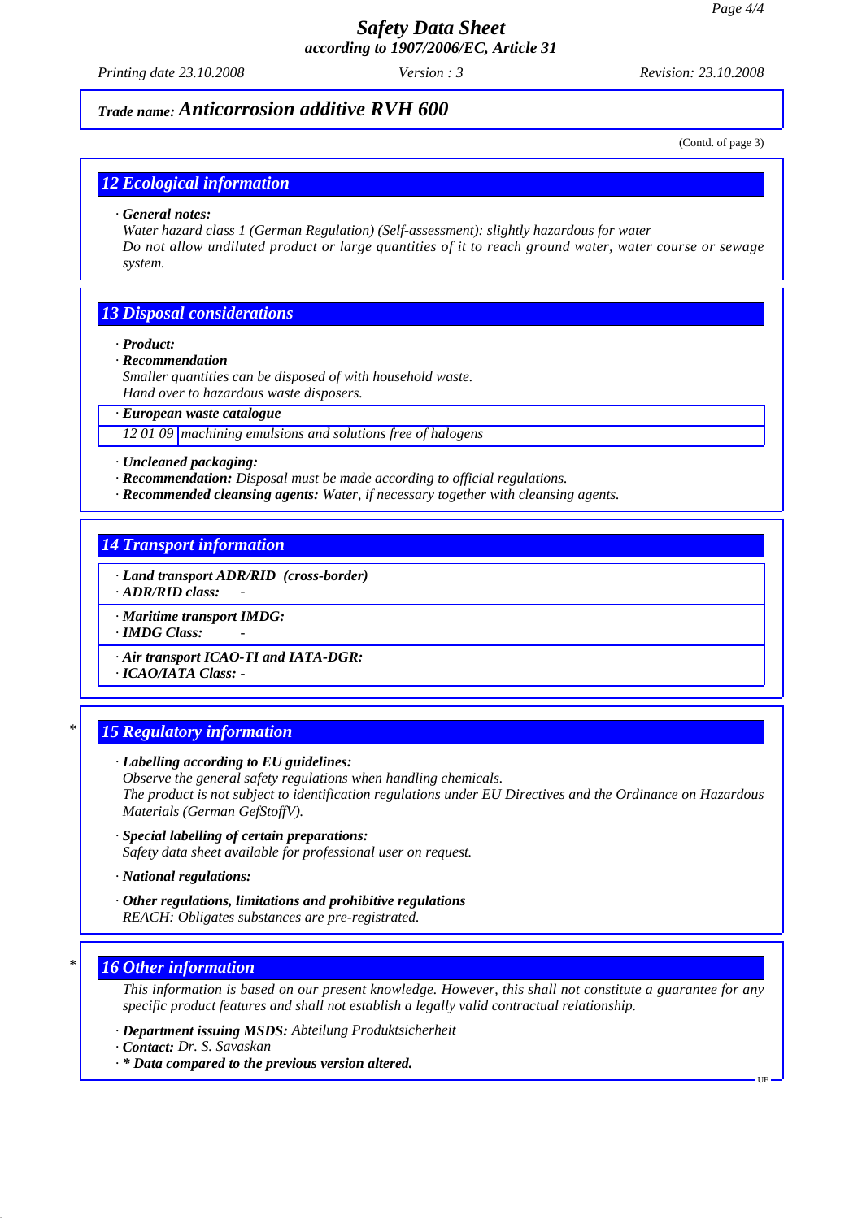# Safety Data Sheet
**according to 1907/2006/EC, Article 31**

Printing date 23.10.2008 | Version : 3 | Revision: 23.10.2008

**Trade name: Anticorrosion additive RVH 600**

(Contd. of page 3)

## 12 Ecological information

· **General notes:**
Water hazard class 1 (German Regulation) (Self-assessment): slightly hazardous for water
Do not allow undiluted product or large quantities of it to reach ground water, water course or sewage system.

## 13 Disposal considerations

· **Product:**
· **Recommendation**
Smaller quantities can be disposed of with household waste.
Hand over to hazardous waste disposers.

| · **European waste catalogue** | |
|---|---|
| 12 01 09 | machining emulsions and solutions free of halogens |

· **Uncleaned packaging:**
· **Recommendation:** Disposal must be made according to official regulations.
· **Recommended cleansing agents:** Water, if necessary together with cleansing agents.

## 14 Transport information

· **Land transport ADR/RID (cross-border)**
· **ADR/RID class:** -

· **Maritime transport IMDG:**
· **IMDG Class:** -

· **Air transport ICAO-TI and IATA-DGR:**
· **ICAO/IATA Class:** -

## * 15 Regulatory information

· **Labelling according to EU guidelines:**
Observe the general safety regulations when handling chemicals.
The product is not subject to identification regulations under EU Directives and the Ordinance on Hazardous Materials (German GefStoffV).

· **Special labelling of certain preparations:**
Safety data sheet available for professional user on request.

· **National regulations:**

· **Other regulations, limitations and prohibitive regulations**
REACH: Obligates substances are pre-registrated.

## * 16 Other information

This information is based on our present knowledge. However, this shall not constitute a guarantee for any specific product features and shall not establish a legally valid contractual relationship.

· **Department issuing MSDS:** Abteilung Produktsicherheit
· **Contact:** Dr. S. Savaskan
· **\* Data compared to the previous version altered.**